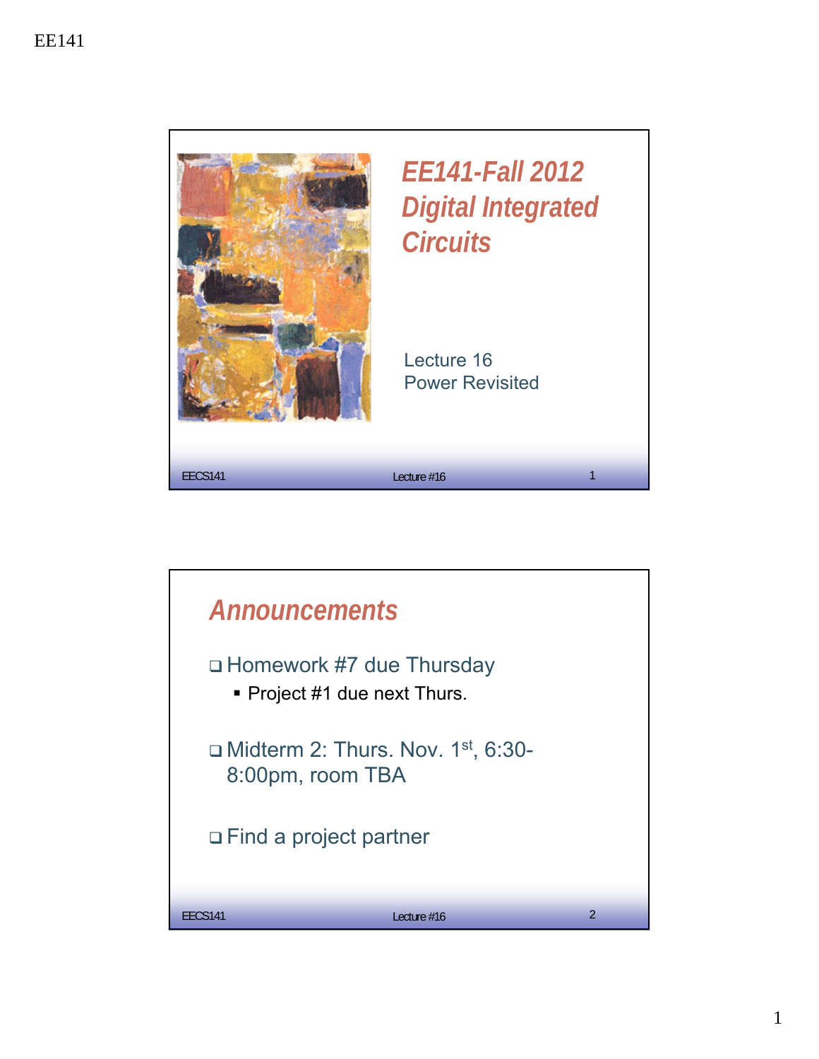# EE141-Fall 2012 Digital Integrated Circuits

Lecture 16
Power Revisited

## Announcements

- Homework #7 due Thursday
  - Project #1 due next Thurs.
- Midterm 2: Thurs. Nov. 1st, 6:30-8:00pm, room TBA
- Find a project partner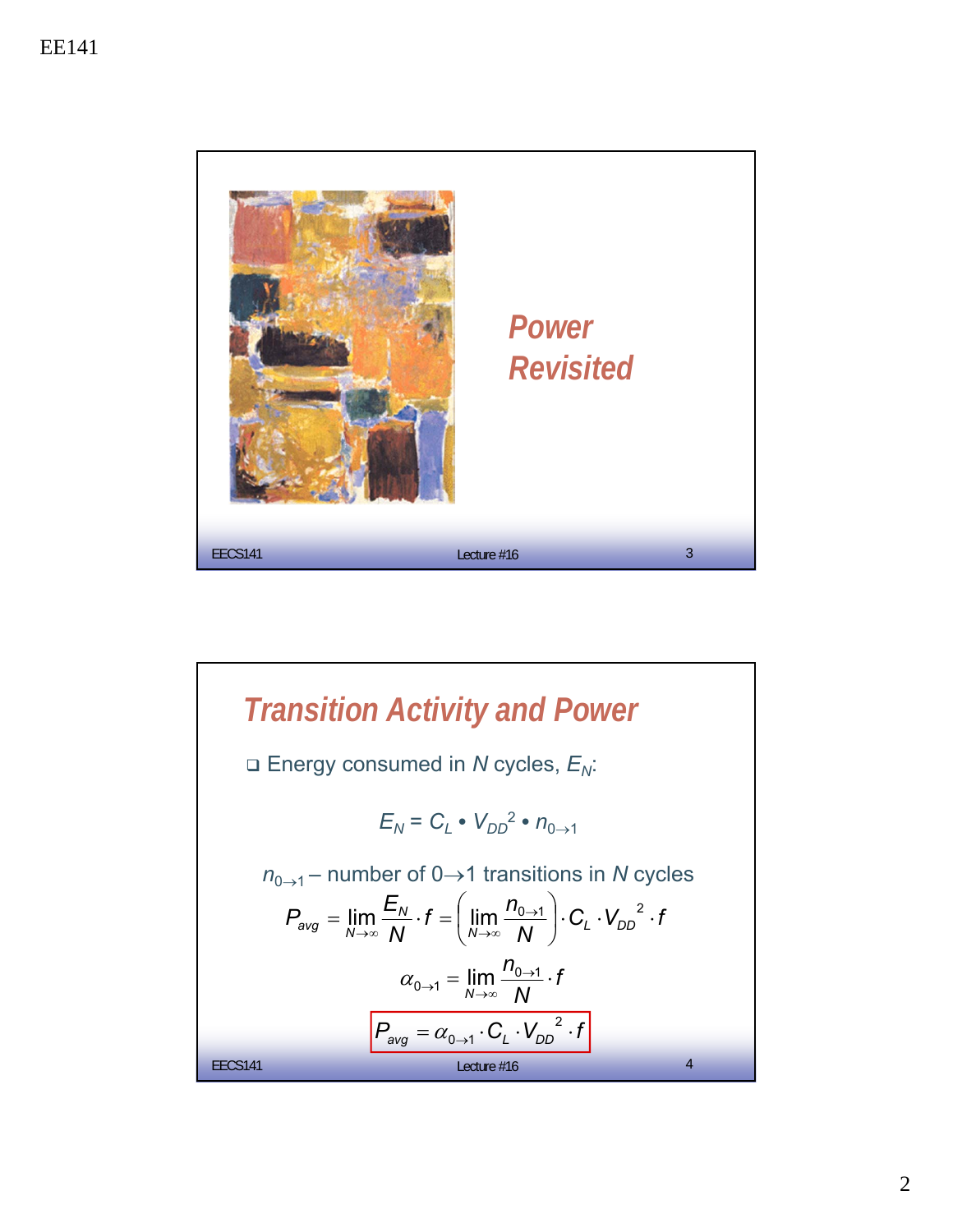## Power Revisited

## Transition Activity and Power

- Energy consumed in $N$ cycles, $E_N$:

$$E_N = C_L \bullet V_{DD}^2 \bullet n_{0\rightarrow 1}$$

$n_{0\rightarrow 1}$ – number of $0\rightarrow 1$ transitions in $N$ cycles

$$P_{avg} = \lim_{N\rightarrow\infty} \frac{E_N}{N} \cdot f = \left( \lim_{N\rightarrow\infty} \frac{n_{0\rightarrow 1}}{N} \right) \cdot C_L \cdot V_{DD}^{\ 2} \cdot f$$

$$\alpha_{0\rightarrow 1} = \lim_{N\rightarrow\infty} \frac{n_{0\rightarrow 1}}{N} \cdot f$$

$$\boxed{P_{avg} = \alpha_{0\rightarrow 1} \cdot C_L \cdot V_{DD}^{\ 2} \cdot f}$$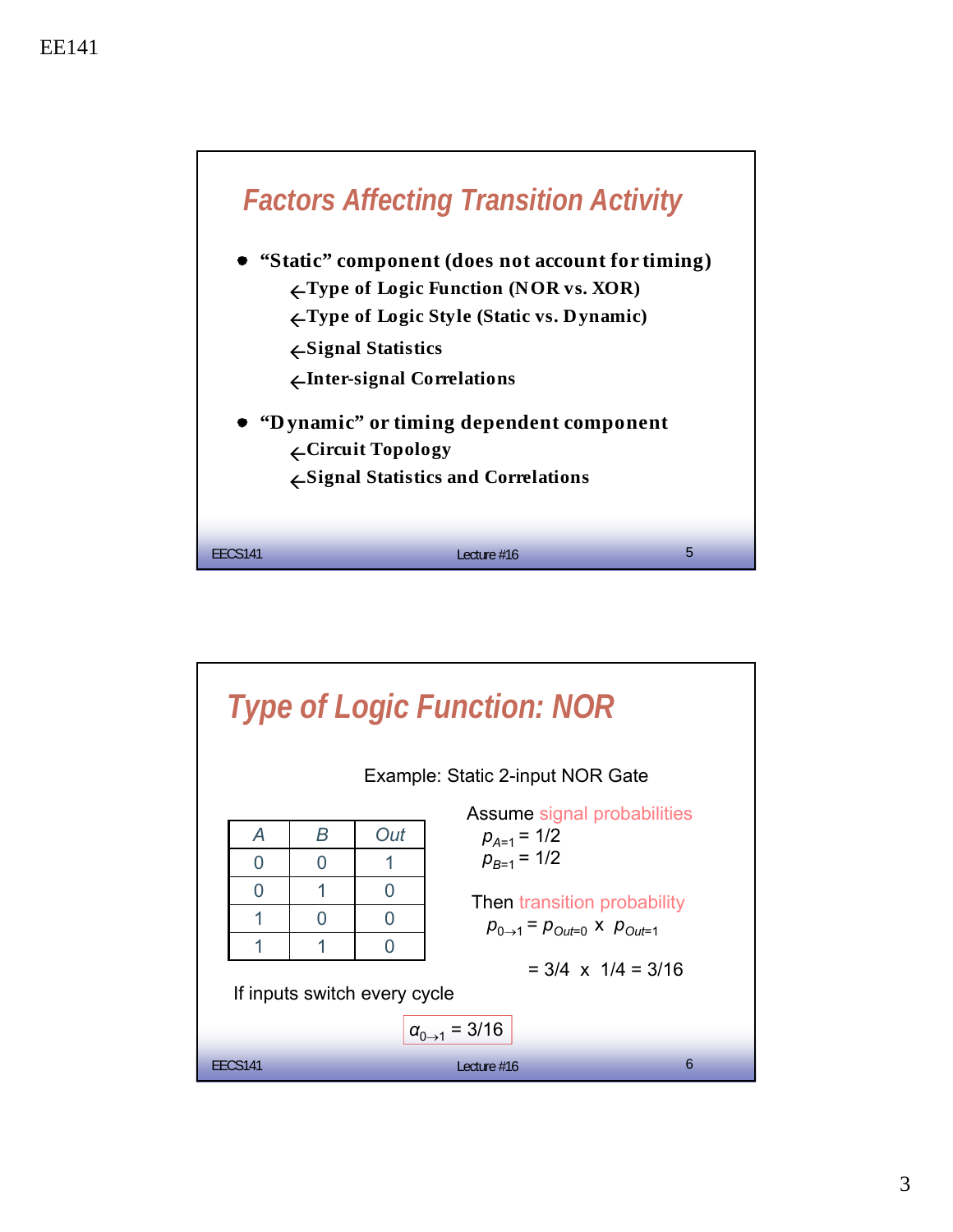## Factors Affecting Transition Activity

- **"Static" component (does not account for timing)**
  - ← **Type of Logic Function (NOR vs. XOR)**
  - ← **Type of Logic Style (Static vs. Dynamic)**
  - ← **Signal Statistics**
  - ← **Inter-signal Correlations**
- **"Dynamic" or timing dependent component**
  - ← **Circuit Topology**
  - ← **Signal Statistics and Correlations**

## Type of Logic Function: NOR

Example: Static 2-input NOR Gate

| *A* | *B* | *Out* |
|---|---|---|
| 0 | 0 | 1 |
| 0 | 1 | 0 |
| 1 | 0 | 0 |
| 1 | 1 | 0 |

Assume signal probabilities

$p_{A=1} = 1/2$

$p_{B=1} = 1/2$

Then transition probability

$p_{0\rightarrow 1} = p_{Out=0} \times p_{Out=1}$

$= 3/4 \times 1/4 = 3/16$

If inputs switch every cycle

$\alpha_{0\rightarrow 1} = 3/16$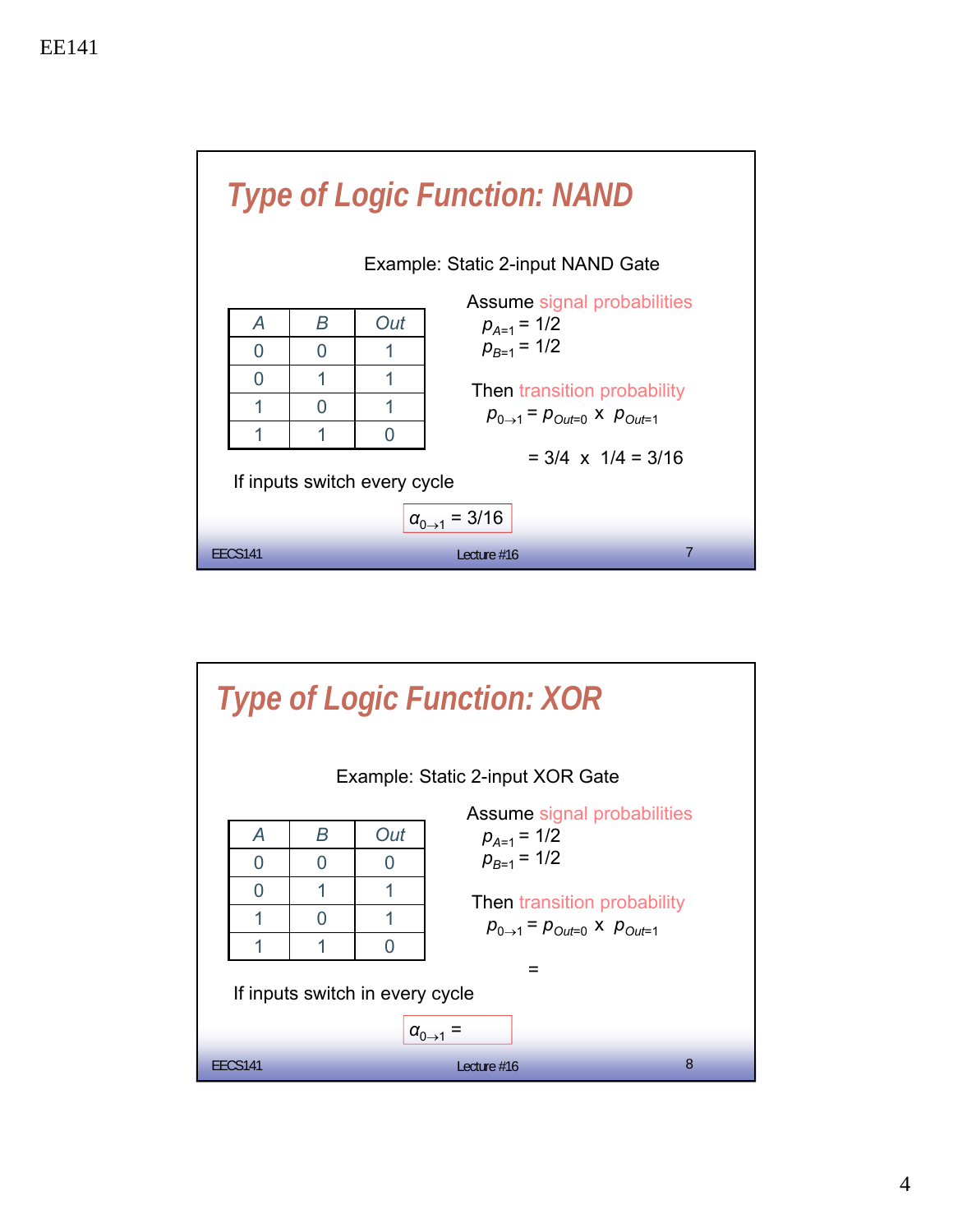## Type of Logic Function: NAND

Example: Static 2-input NAND Gate

| A | B | Out |
|---|---|---|
| 0 | 0 | 1 |
| 0 | 1 | 1 |
| 1 | 0 | 1 |
| 1 | 1 | 0 |

Assume signal probabilities

$p_{A=1} = 1/2$
$p_{B=1} = 1/2$

Then transition probability

$p_{0\rightarrow 1} = p_{Out=0} \times p_{Out=1}$

$= 3/4 \times 1/4 = 3/16$

If inputs switch every cycle

$\alpha_{0\rightarrow 1} = 3/16$

## Type of Logic Function: XOR

Example: Static 2-input XOR Gate

| A | B | Out |
|---|---|---|
| 0 | 0 | 0 |
| 0 | 1 | 1 |
| 1 | 0 | 1 |
| 1 | 1 | 0 |

Assume signal probabilities

$p_{A=1} = 1/2$
$p_{B=1} = 1/2$

Then transition probability

$p_{0\rightarrow 1} = p_{Out=0} \times p_{Out=1}$

=

If inputs switch in every cycle

$\alpha_{0\rightarrow 1} =$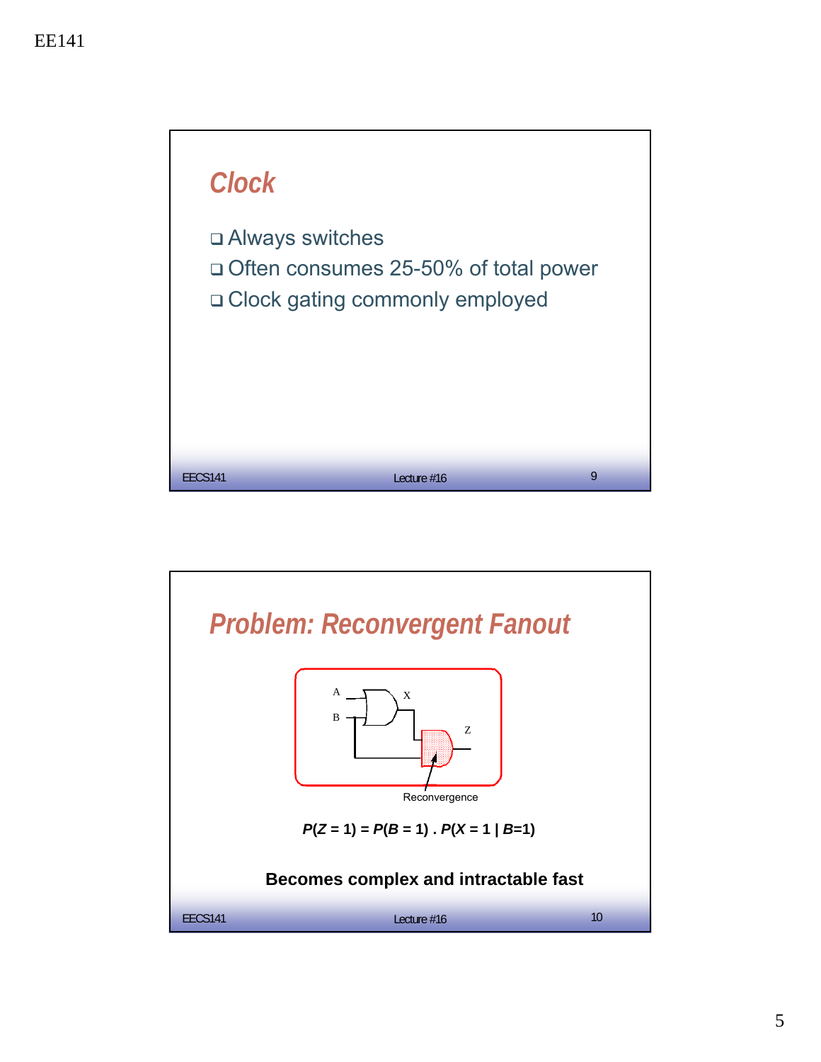## Clock

- Always switches
- Often consumes 25-50% of total power
- Clock gating commonly employed

## Problem: Reconvergent Fanout

A, B, X, Z

Reconvergence

$$P(Z = 1) = P(B = 1) \cdot P(X = 1 \mid B=1)$$

**Becomes complex and intractable fast**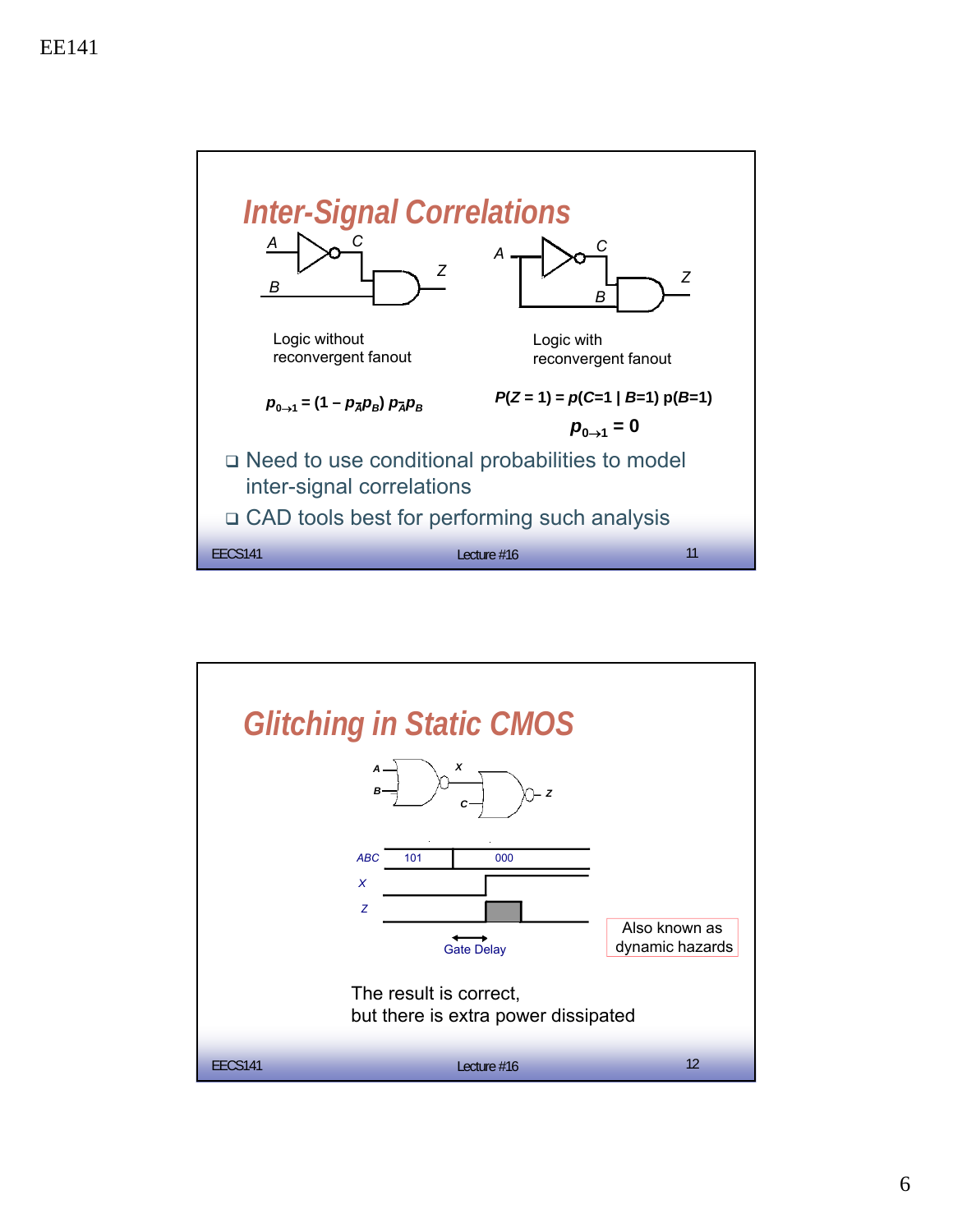## Inter-Signal Correlations

A, B, C, Z

Logic without reconvergent fanout

$p_{0\to1} = (1 - p_{\bar{A}}p_B)\, p_{\bar{A}}p_B$

Logic with reconvergent fanout

$P(Z = 1) = p(C{=}1 \mid B{=}1)\, p(B{=}1)$

$p_{0\to1} = 0$

- Need to use conditional probabilities to model inter-signal correlations
- CAD tools best for performing such analysis

## Glitching in Static CMOS

A, B, X, C, Z

ABC: 101, 000

X

Z

Gate Delay

Also known as dynamic hazards

The result is correct,
but there is extra power dissipated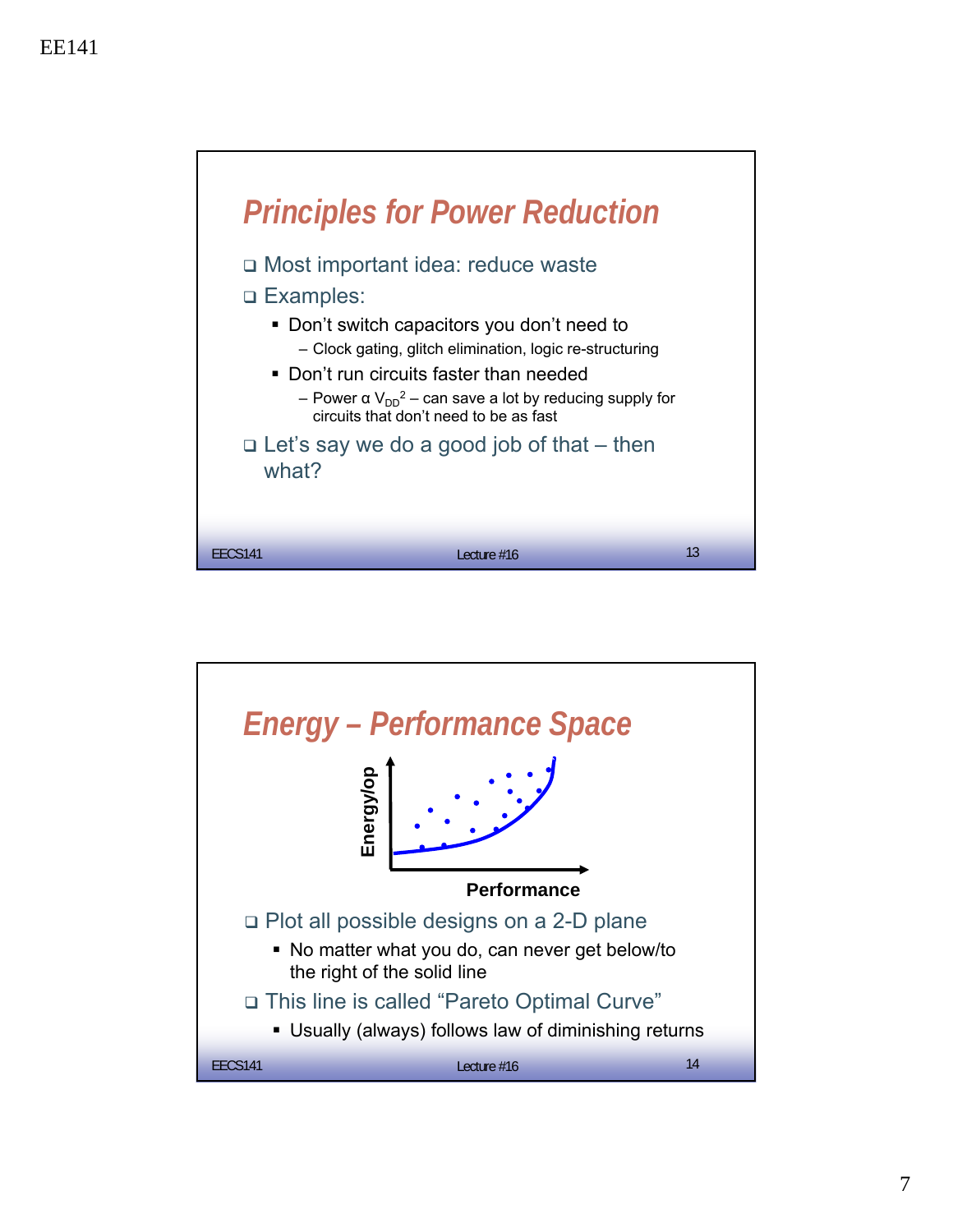## Principles for Power Reduction

- Most important idea: reduce waste
- Examples:
  - Don't switch capacitors you don't need to
    - Clock gating, glitch elimination, logic re-structuring
  - Don't run circuits faster than needed
    - Power α $V_{DD}^2$ – can save a lot by reducing supply for circuits that don't need to be as fast
- Let's say we do a good job of that – then what?

## Energy – Performance Space

Energy/op

Performance

- Plot all possible designs on a 2-D plane
  - No matter what you do, can never get below/to the right of the solid line
- This line is called "Pareto Optimal Curve"
  - Usually (always) follows law of diminishing returns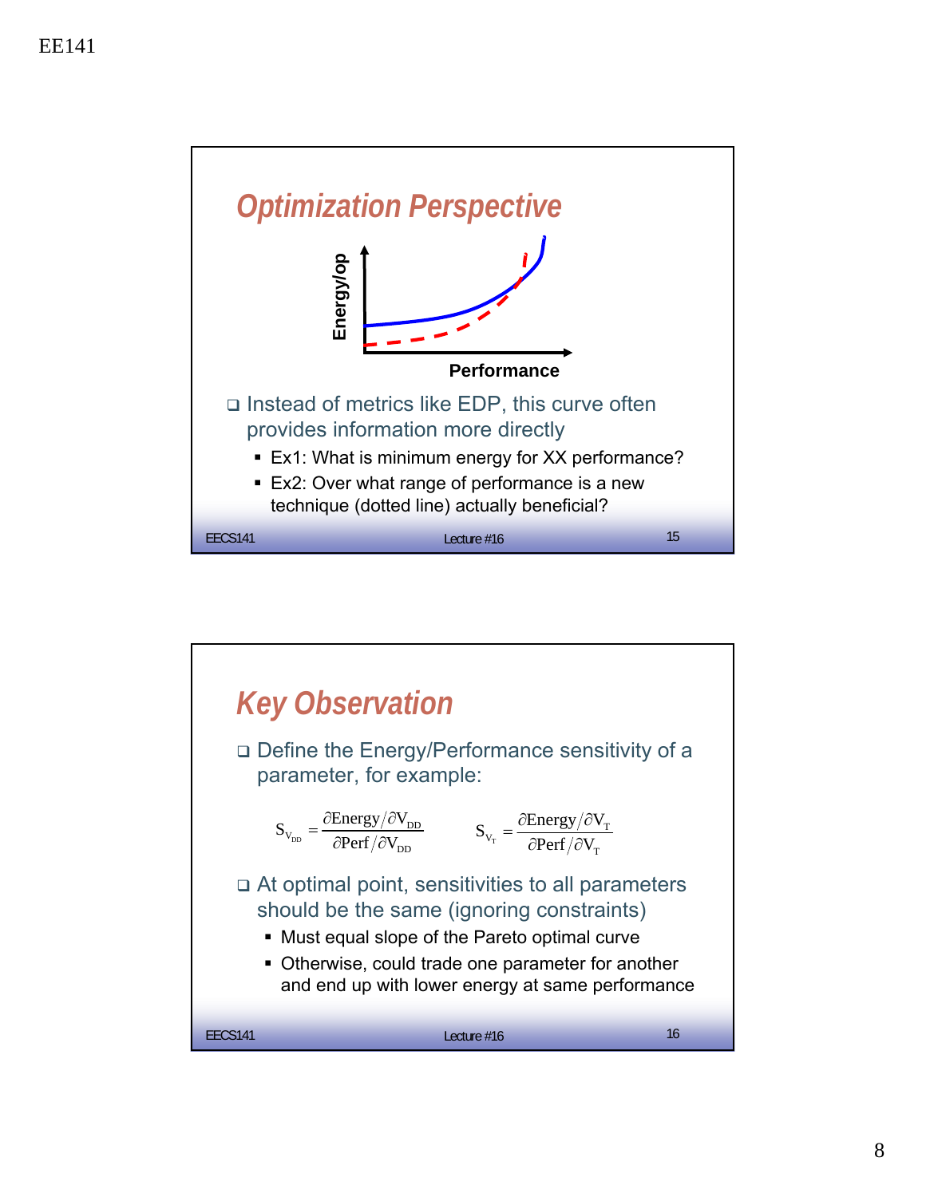## Optimization Perspective

Energy/op

Performance

- Instead of metrics like EDP, this curve often provides information more directly
  - Ex1: What is minimum energy for XX performance?
  - Ex2: Over what range of performance is a new technique (dotted line) actually beneficial?

## Key Observation

- Define the Energy/Performance sensitivity of a parameter, for example:

$$S_{V_{DD}} = \frac{\partial \text{Energy} / \partial V_{DD}}{\partial \text{Perf} / \partial V_{DD}} \qquad S_{V_T} = \frac{\partial \text{Energy} / \partial V_T}{\partial \text{Perf} / \partial V_T}$$

- At optimal point, sensitivities to all parameters should be the same (ignoring constraints)
  - Must equal slope of the Pareto optimal curve
  - Otherwise, could trade one parameter for another and end up with lower energy at same performance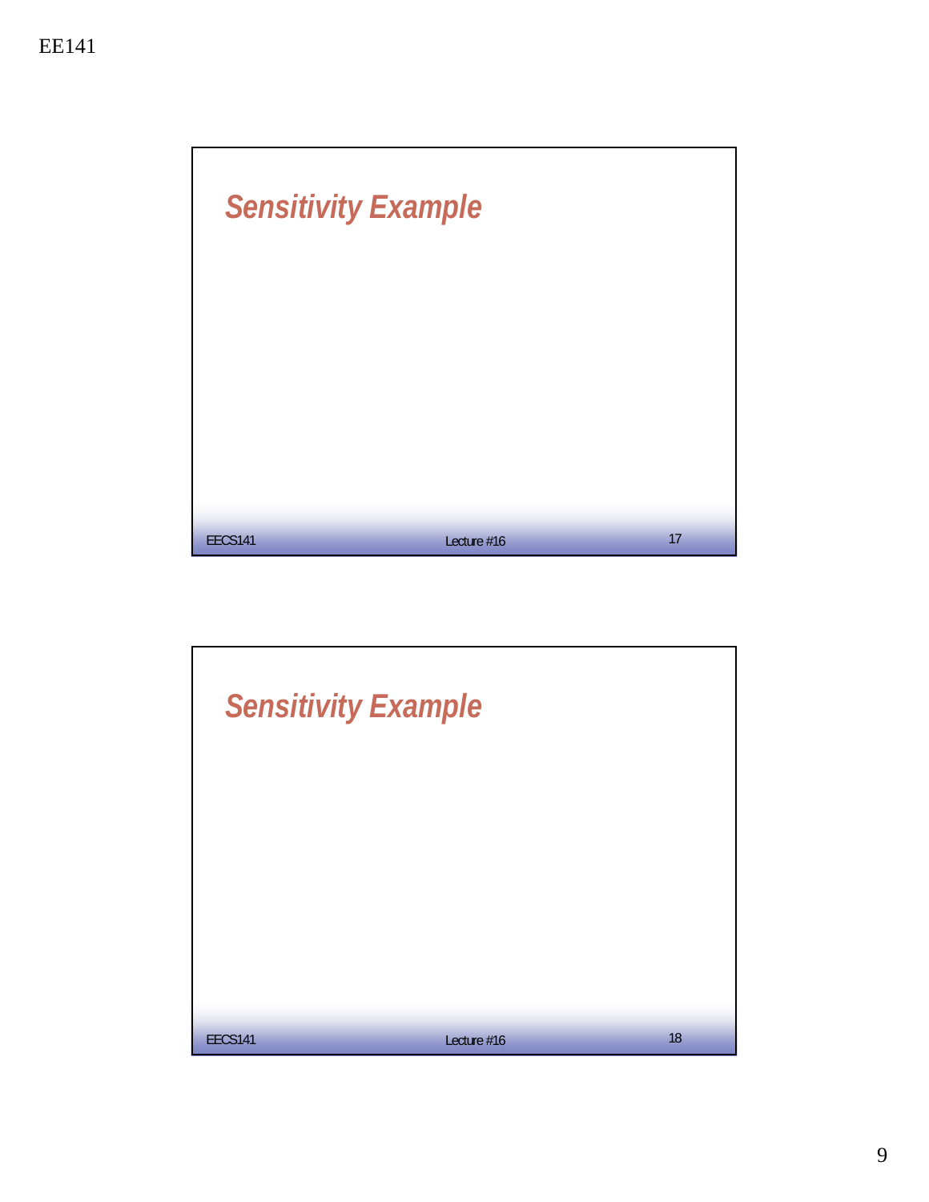## Sensitivity Example

## Sensitivity Example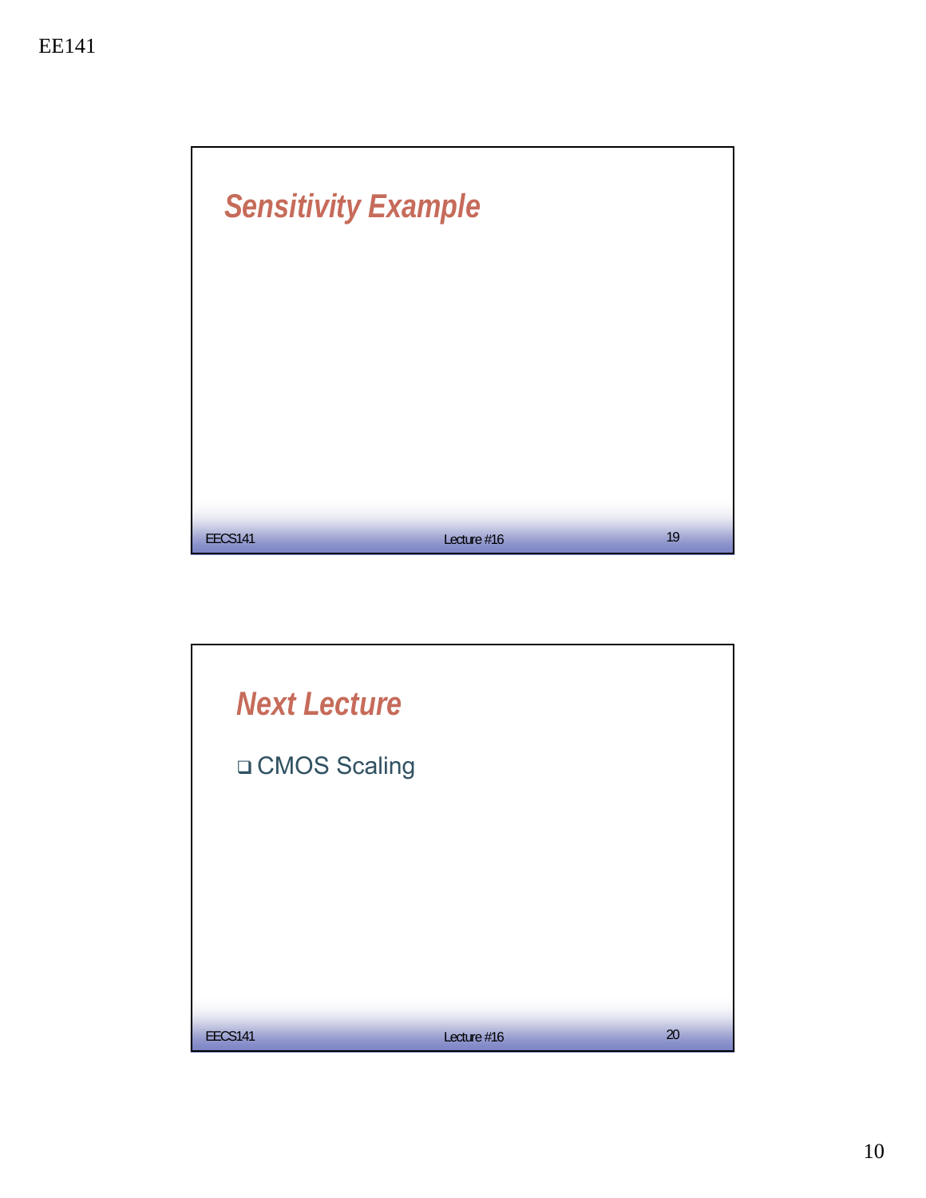## Sensitivity Example

## Next Lecture

- CMOS Scaling